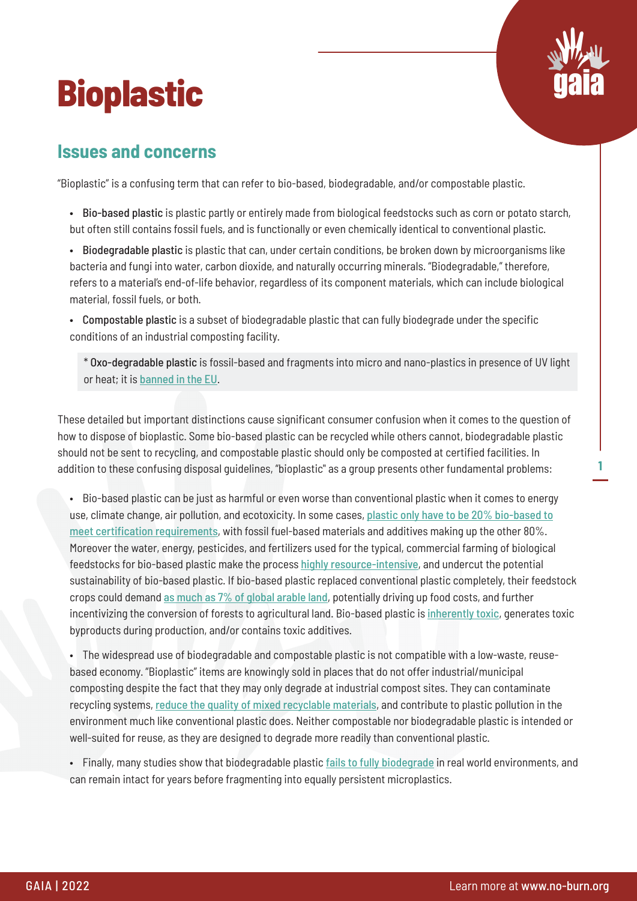# Bioplastic

## Issues and concerns

"Bioplastic" is a confusing term that can refer to bio-based, biodegradable, and/or compostable plastic.

- **Bio-based plastic** is plastic partly or entirely made from biological feedstocks such as corn or potato starch, but often still contains fossil fuels, and is functionally or even chemically identical to conventional plastic.
- **Biodegradable plastic** is plastic that can, under certain conditions, be broken down by microorganisms like bacteria and fungi into water, carbon dioxide, and naturally occurring minerals. "Biodegradable," therefore, refers to a material's end-of-life behavior, regardless of its component materials, which can include biological material, fossil fuels, or both.
- **Compostable plastic** is a subset of biodegradable plastic that can fully biodegrade under the specific conditions of an industrial composting facility.

> * **Oxo-degradable plastic** is fossil-based and fragments into micro and nano-plastics in presence of UV light or heat; it is banned in the EU.

These detailed but important distinctions cause significant consumer confusion when it comes to the question of how to dispose of bioplastic. Some bio-based plastic can be recycled while others cannot, biodegradable plastic should not be sent to recycling, and compostable plastic should only be composted at certified facilities. In addition to these confusing disposal guidelines, "bioplastic" as a group presents other fundamental problems:

- Bio-based plastic can be just as harmful or even worse than conventional plastic when it comes to energy use, climate change, air pollution, and ecotoxicity. In some cases, plastic only have to be 20% bio-based to meet certification requirements, with fossil fuel-based materials and additives making up the other 80%. Moreover the water, energy, pesticides, and fertilizers used for the typical, commercial farming of biological feedstocks for bio-based plastic make the process highly resource-intensive, and undercut the potential sustainability of bio-based plastic. If bio-based plastic replaced conventional plastic completely, their feedstock crops could demand as much as 7% of global arable land, potentially driving up food costs, and further incentivizing the conversion of forests to agricultural land. Bio-based plastic is inherently toxic, generates toxic byproducts during production, and/or contains toxic additives.
- The widespread use of biodegradable and compostable plastic is not compatible with a low-waste, reuse-based economy. "Bioplastic" items are knowingly sold in places that do not offer industrial/municipal composting despite the fact that they may only degrade at industrial compost sites. They can contaminate recycling systems, reduce the quality of mixed recyclable materials, and contribute to plastic pollution in the environment much like conventional plastic does. Neither compostable nor biodegradable plastic is intended or well-suited for reuse, as they are designed to degrade more readily than conventional plastic.
- Finally, many studies show that biodegradable plastic fails to fully biodegrade in real world environments, and can remain intact for years before fragmenting into equally persistent microplastics.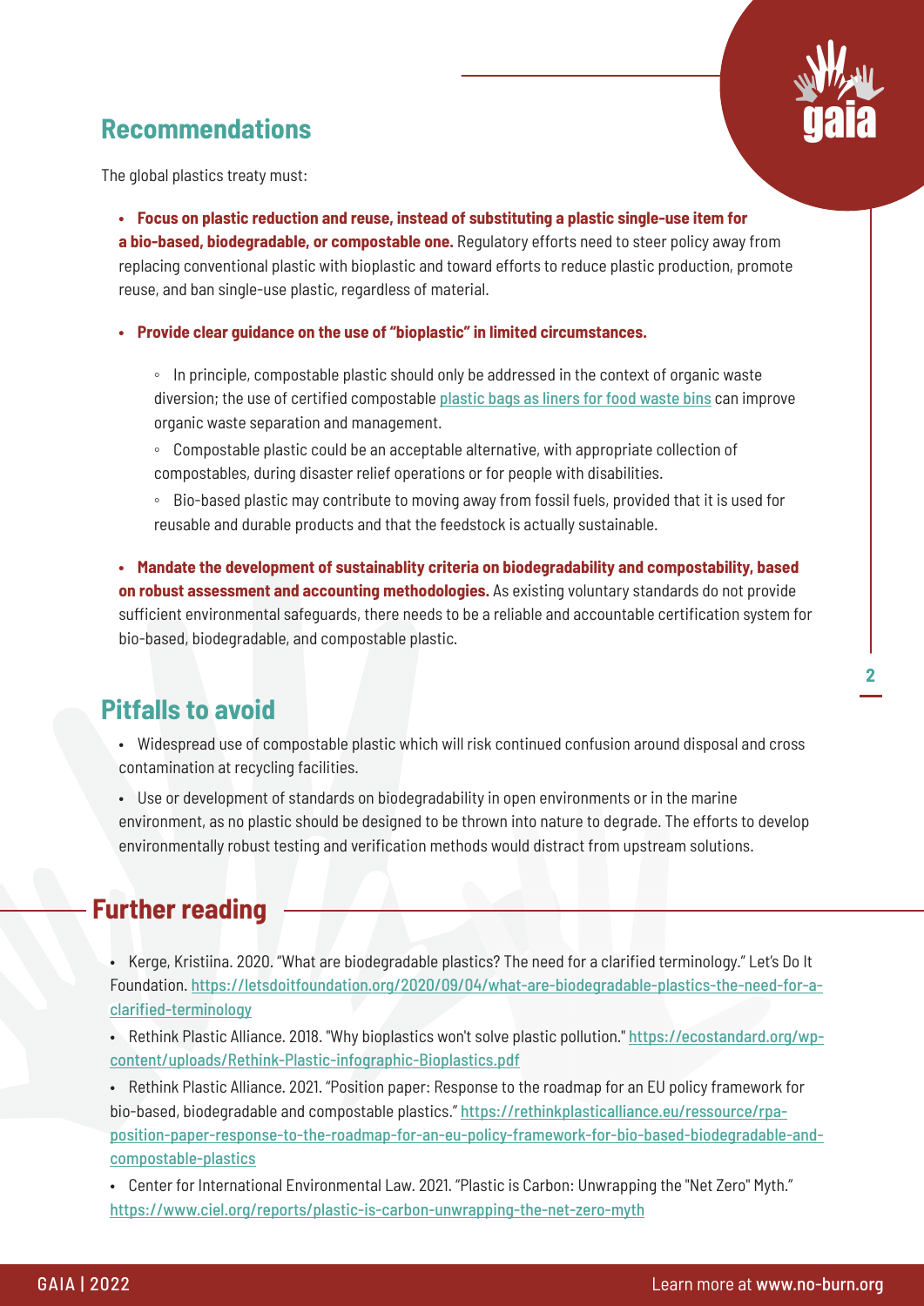## Recommendations

The global plastics treaty must:

- **Focus on plastic reduction and reuse, instead of substituting a plastic single-use item for a bio-based, biodegradable, or compostable one.** Regulatory efforts need to steer policy away from replacing conventional plastic with bioplastic and toward efforts to reduce plastic production, promote reuse, and ban single-use plastic, regardless of material.
- **Provide clear guidance on the use of "bioplastic" in limited circumstances.**
  - In principle, compostable plastic should only be addressed in the context of organic waste diversion; the use of certified compostable plastic bags as liners for food waste bins can improve organic waste separation and management.
  - Compostable plastic could be an acceptable alternative, with appropriate collection of compostables, during disaster relief operations or for people with disabilities.
  - Bio-based plastic may contribute to moving away from fossil fuels, provided that it is used for reusable and durable products and that the feedstock is actually sustainable.
- **Mandate the development of sustainablity criteria on biodegradability and compostability, based on robust assessment and accounting methodologies.** As existing voluntary standards do not provide sufficient environmental safeguards, there needs to be a reliable and accountable certification system for bio-based, biodegradable, and compostable plastic.

## Pitfalls to avoid

- Widespread use of compostable plastic which will risk continued confusion around disposal and cross contamination at recycling facilities.
- Use or development of standards on biodegradability in open environments or in the marine environment, as no plastic should be designed to be thrown into nature to degrade. The efforts to develop environmentally robust testing and verification methods would distract from upstream solutions.

## Further reading

- Kerge, Kristiina. 2020. "What are biodegradable plastics? The need for a clarified terminology." Let's Do It Foundation. https://letsdoitfoundation.org/2020/09/04/what-are-biodegradable-plastics-the-need-for-a-clarified-terminology
- Rethink Plastic Alliance. 2018. "Why bioplastics won't solve plastic pollution." https://ecostandard.org/wp-content/uploads/Rethink-Plastic-infographic-Bioplastics.pdf
- Rethink Plastic Alliance. 2021. "Position paper: Response to the roadmap for an EU policy framework for bio-based, biodegradable and compostable plastics." https://rethinkplasticalliance.eu/ressource/rpa-position-paper-response-to-the-roadmap-for-an-eu-policy-framework-for-bio-based-biodegradable-and-compostable-plastics
- Center for International Environmental Law. 2021. "Plastic is Carbon: Unwrapping the "Net Zero" Myth." https://www.ciel.org/reports/plastic-is-carbon-unwrapping-the-net-zero-myth